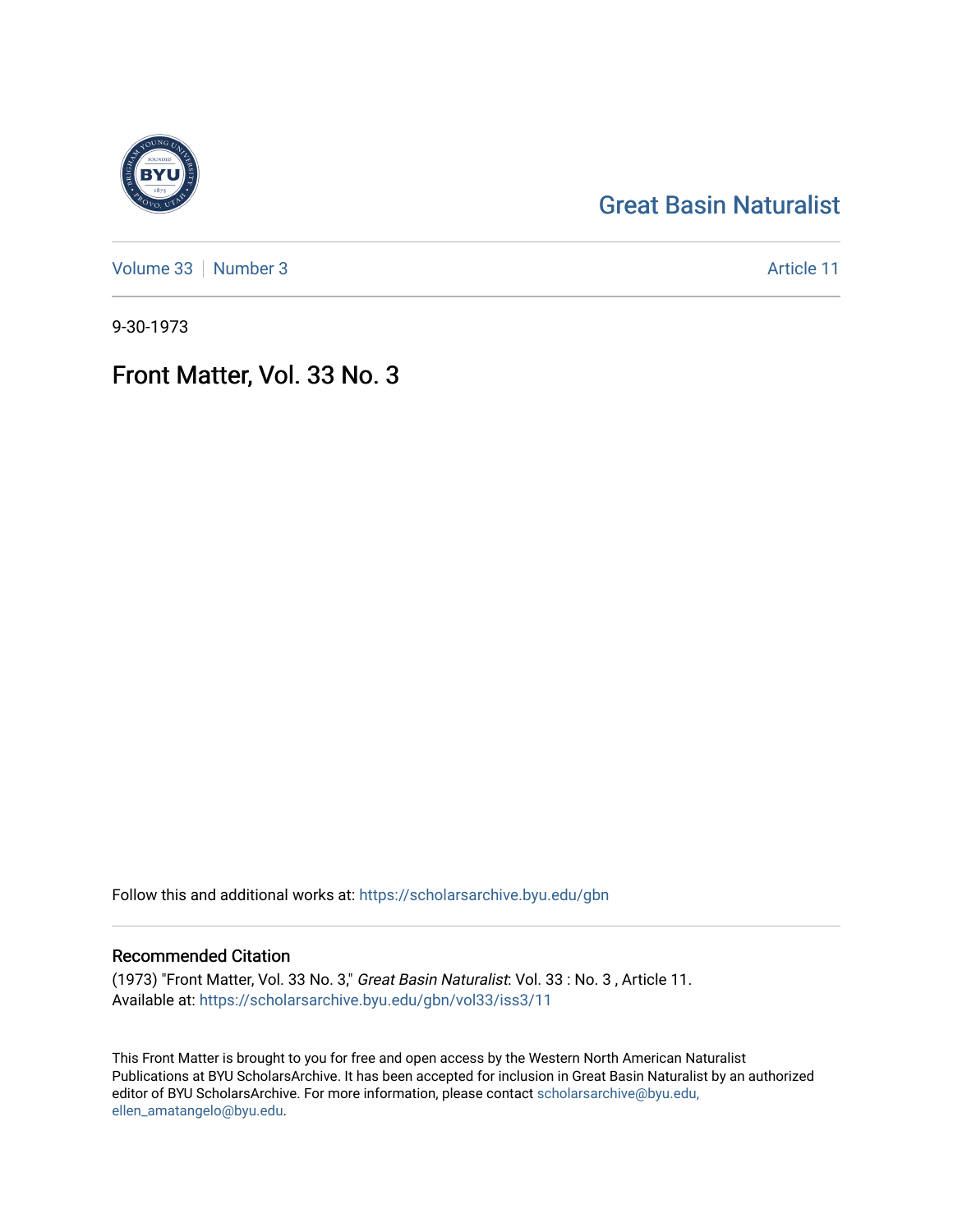Great Basin Naturalist

Volume 33 | Number 3 Article 11

9-30-1973

# Front Matter, Vol. 33 No. 3

Follow this and additional works at: https://scholarsarchive.byu.edu/gbn

## Recommended Citation

(1973) "Front Matter, Vol. 33 No. 3," *Great Basin Naturalist*: Vol. 33 : No. 3 , Article 11.
Available at: https://scholarsarchive.byu.edu/gbn/vol33/iss3/11

This Front Matter is brought to you for free and open access by the Western North American Naturalist Publications at BYU ScholarsArchive. It has been accepted for inclusion in Great Basin Naturalist by an authorized editor of BYU ScholarsArchive. For more information, please contact scholarsarchive@byu.edu, ellen_amatangelo@byu.edu.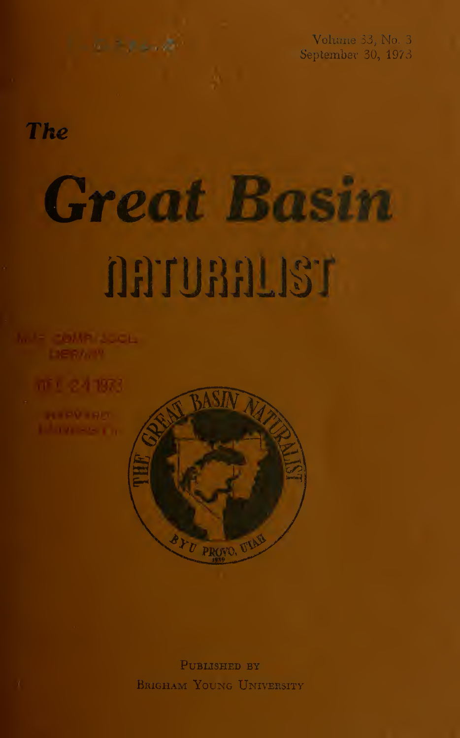Volume 33, No. 3
September 30, 1973

*The*

# *Great Basin*

# NATURALIST

MUS. COMP. ZOOL.
LIBRARY

DEC 24 1973

HARVARD
UNIVERSITY

THE GREAT BASIN NATURALIST
BYU PROVO, UTAH
1939

PUBLISHED BY
BRIGHAM YOUNG UNIVERSITY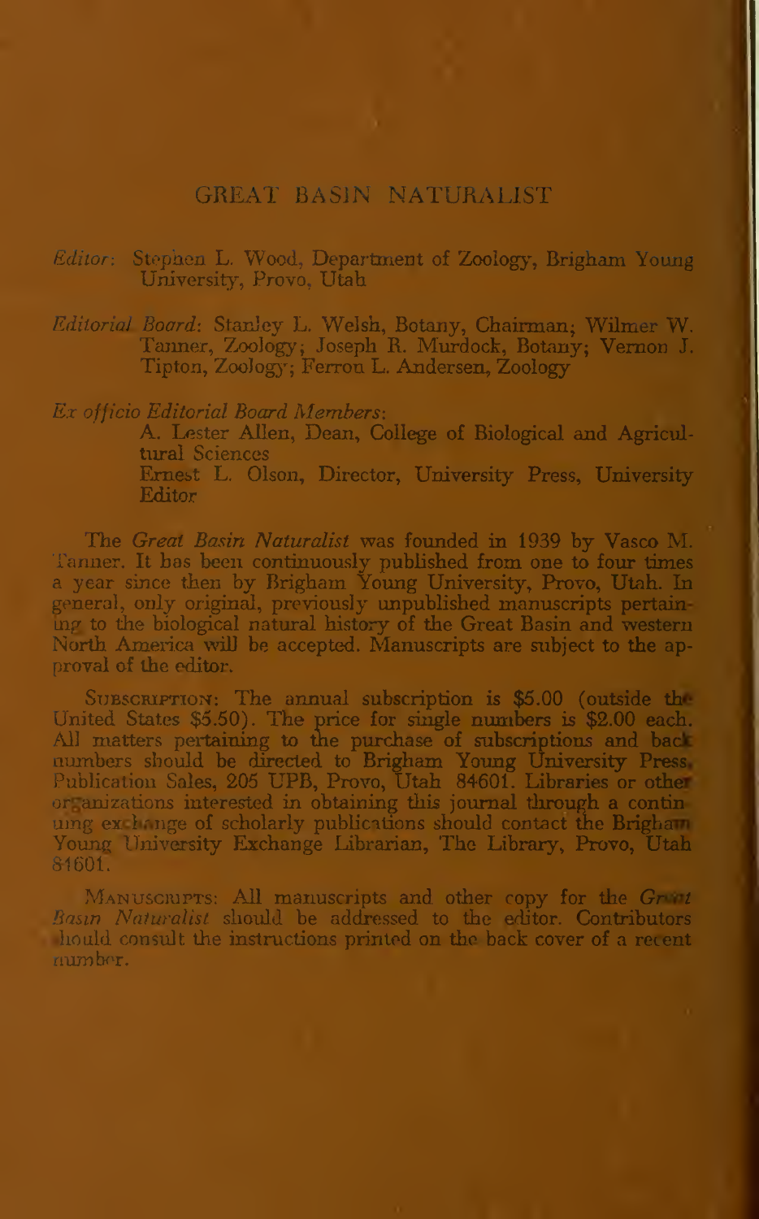# GREAT BASIN NATURALIST

*Editor*: Stephen L. Wood, Department of Zoology, Brigham Young University, Provo, Utah

*Editorial Board*: Stanley L. Welsh, Botany, Chairman; Wilmer W. Tanner, Zoology; Joseph R. Murdock, Botany; Vernon J. Tipton, Zoology; Ferron L. Andersen, Zoology

*Ex officio Editorial Board Members*:

A. Lester Allen, Dean, College of Biological and Agricultural Sciences

Ernest L. Olson, Director, University Press, University Editor

The *Great Basin Naturalist* was founded in 1939 by Vasco M. Tanner. It has been continuously published from one to four times a year since then by Brigham Young University, Provo, Utah. In general, only original, previously unpublished manuscripts pertaining to the biological natural history of the Great Basin and western North America will be accepted. Manuscripts are subject to the approval of the editor.

Subscription: The annual subscription is $5.00 (outside the United States $5.50). The price for single numbers is $2.00 each. All matters pertaining to the purchase of subscriptions and back numbers should be directed to Brigham Young University Press, Publication Sales, 205 UPB, Provo, Utah 84601. Libraries or other organizations interested in obtaining this journal through a continuing exchange of scholarly publications should contact the Brigham Young University Exchange Librarian, The Library, Provo, Utah 84601.

Manuscripts: All manuscripts and other copy for the *Great Basin Naturalist* should be addressed to the editor. Contributors should consult the instructions printed on the back cover of a recent number.